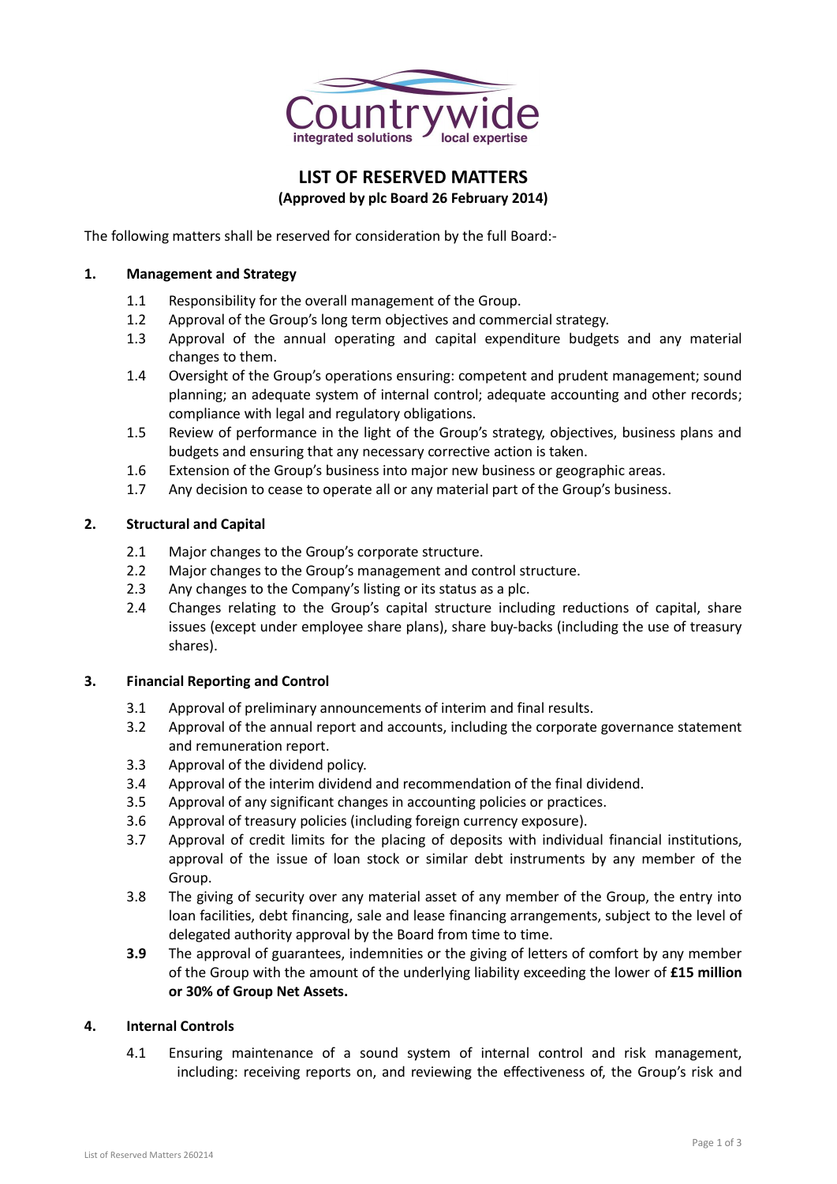# LIST OF RESERVED MATTERS

**(Approved by plc Board 26 February 2014)**

The following matters shall be reserved for consideration by the full Board:-

## 1. Management and Strategy

1.1 Responsibility for the overall management of the Group.

1.2 Approval of the Group's long term objectives and commercial strategy.

1.3 Approval of the annual operating and capital expenditure budgets and any material changes to them.

1.4 Oversight of the Group's operations ensuring: competent and prudent management; sound planning; an adequate system of internal control; adequate accounting and other records; compliance with legal and regulatory obligations.

1.5 Review of performance in the light of the Group's strategy, objectives, business plans and budgets and ensuring that any necessary corrective action is taken.

1.6 Extension of the Group's business into major new business or geographic areas.

1.7 Any decision to cease to operate all or any material part of the Group's business.

## 2. Structural and Capital

2.1 Major changes to the Group's corporate structure.

2.2 Major changes to the Group's management and control structure.

2.3 Any changes to the Company's listing or its status as a plc.

2.4 Changes relating to the Group's capital structure including reductions of capital, share issues (except under employee share plans), share buy-backs (including the use of treasury shares).

## 3. Financial Reporting and Control

3.1 Approval of preliminary announcements of interim and final results.

3.2 Approval of the annual report and accounts, including the corporate governance statement and remuneration report.

3.3 Approval of the dividend policy.

3.4 Approval of the interim dividend and recommendation of the final dividend.

3.5 Approval of any significant changes in accounting policies or practices.

3.6 Approval of treasury policies (including foreign currency exposure).

3.7 Approval of credit limits for the placing of deposits with individual financial institutions, approval of the issue of loan stock or similar debt instruments by any member of the Group.

3.8 The giving of security over any material asset of any member of the Group, the entry into loan facilities, debt financing, sale and lease financing arrangements, subject to the level of delegated authority approval by the Board from time to time.

**3.9** The approval of guarantees, indemnities or the giving of letters of comfort by any member of the Group with the amount of the underlying liability exceeding the lower of **£15 million or 30% of Group Net Assets.**

## 4. Internal Controls

4.1 Ensuring maintenance of a sound system of internal control and risk management, including: receiving reports on, and reviewing the effectiveness of, the Group's risk and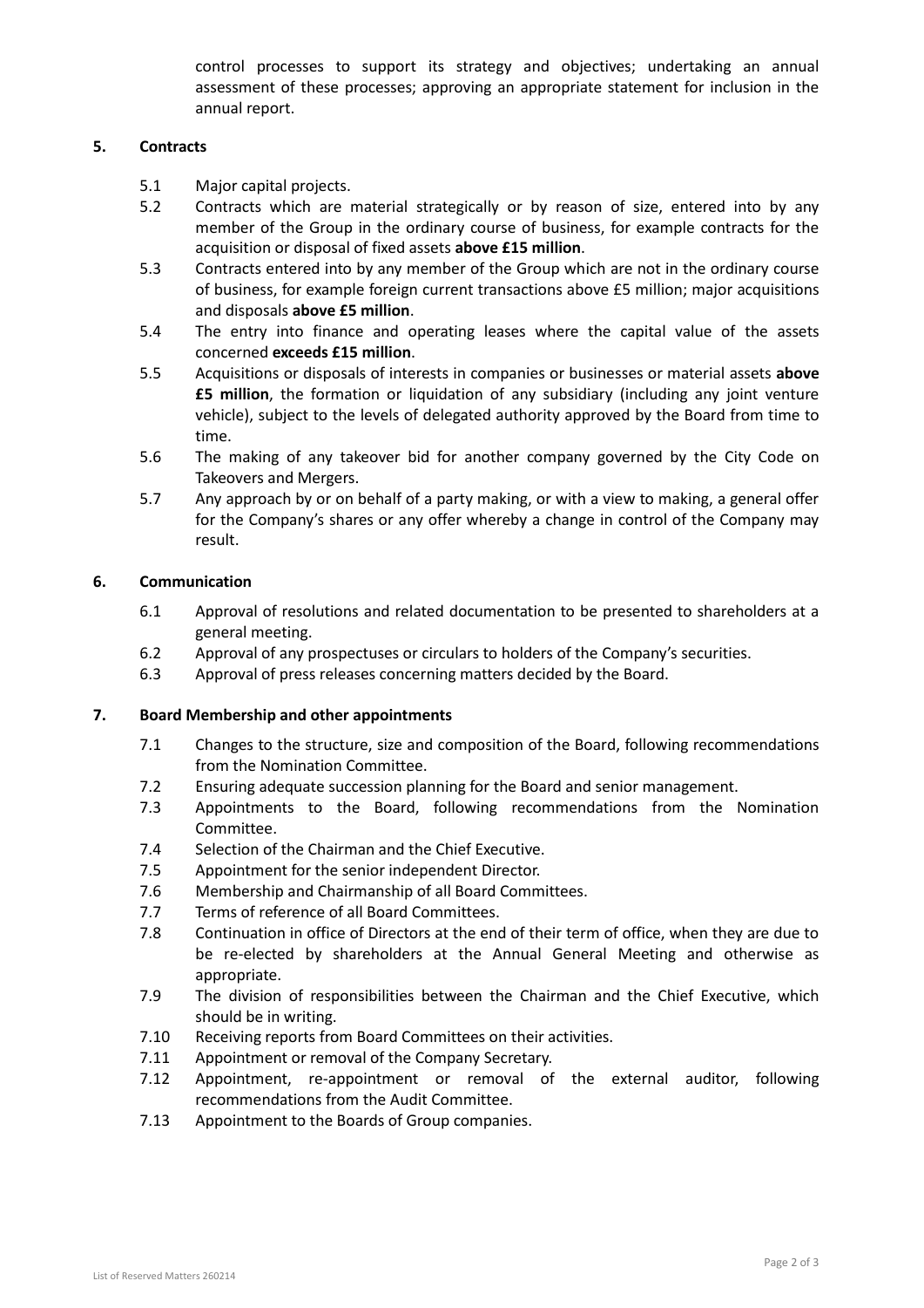control processes to support its strategy and objectives; undertaking an annual assessment of these processes; approving an appropriate statement for inclusion in the annual report.

**5. Contracts**

5.1 Major capital projects.

5.2 Contracts which are material strategically or by reason of size, entered into by any member of the Group in the ordinary course of business, for example contracts for the acquisition or disposal of fixed assets **above £15 million**.

5.3 Contracts entered into by any member of the Group which are not in the ordinary course of business, for example foreign current transactions above £5 million; major acquisitions and disposals **above £5 million**.

5.4 The entry into finance and operating leases where the capital value of the assets concerned **exceeds £15 million**.

5.5 Acquisitions or disposals of interests in companies or businesses or material assets **above £5 million**, the formation or liquidation of any subsidiary (including any joint venture vehicle), subject to the levels of delegated authority approved by the Board from time to time.

5.6 The making of any takeover bid for another company governed by the City Code on Takeovers and Mergers.

5.7 Any approach by or on behalf of a party making, or with a view to making, a general offer for the Company's shares or any offer whereby a change in control of the Company may result.

**6. Communication**

6.1 Approval of resolutions and related documentation to be presented to shareholders at a general meeting.

6.2 Approval of any prospectuses or circulars to holders of the Company's securities.

6.3 Approval of press releases concerning matters decided by the Board.

**7. Board Membership and other appointments**

7.1 Changes to the structure, size and composition of the Board, following recommendations from the Nomination Committee.

7.2 Ensuring adequate succession planning for the Board and senior management.

7.3 Appointments to the Board, following recommendations from the Nomination Committee.

7.4 Selection of the Chairman and the Chief Executive.

7.5 Appointment for the senior independent Director.

7.6 Membership and Chairmanship of all Board Committees.

7.7 Terms of reference of all Board Committees.

7.8 Continuation in office of Directors at the end of their term of office, when they are due to be re-elected by shareholders at the Annual General Meeting and otherwise as appropriate.

7.9 The division of responsibilities between the Chairman and the Chief Executive, which should be in writing.

7.10 Receiving reports from Board Committees on their activities.

7.11 Appointment or removal of the Company Secretary.

7.12 Appointment, re-appointment or removal of the external auditor, following recommendations from the Audit Committee.

7.13 Appointment to the Boards of Group companies.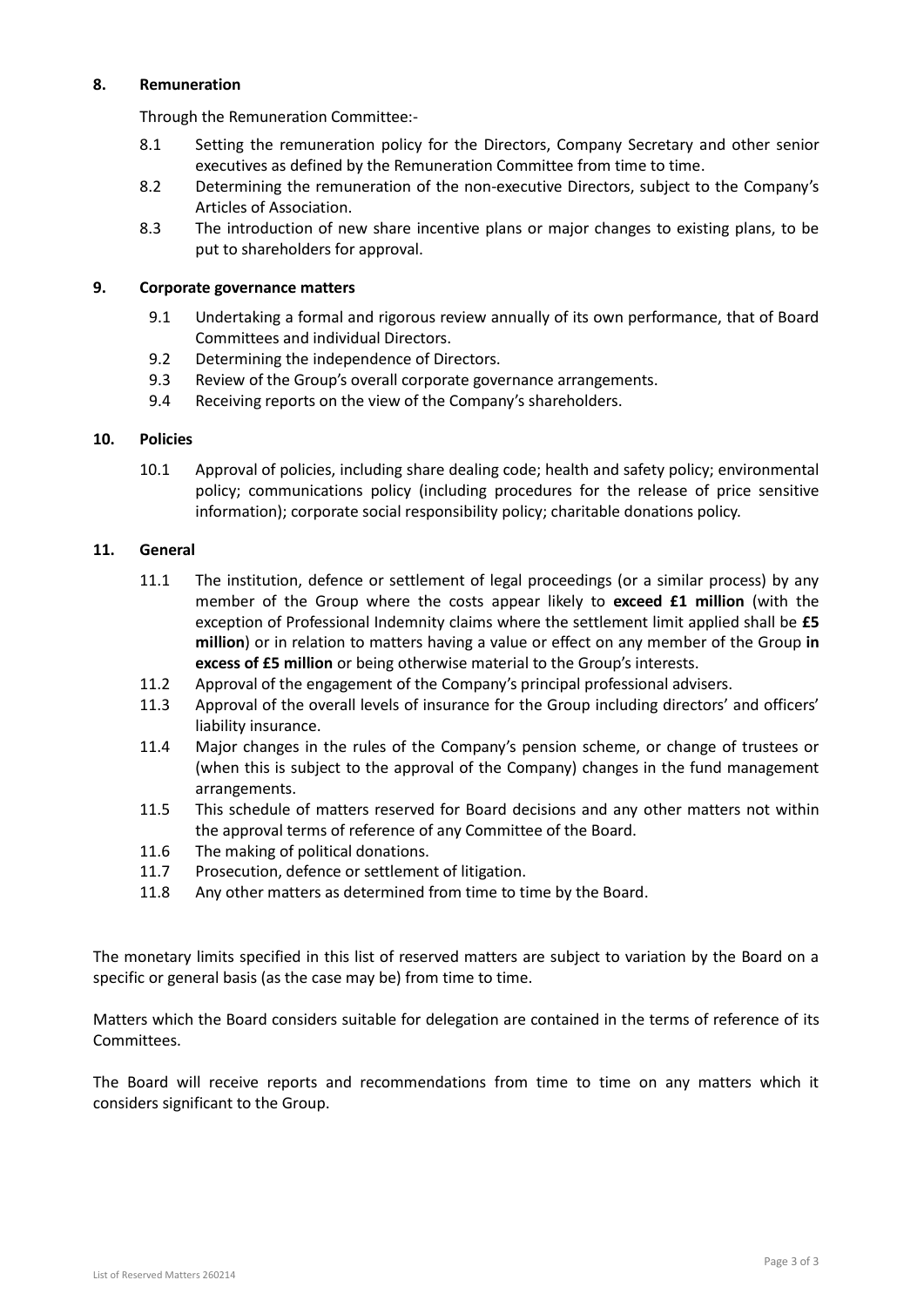**8. Remuneration**

Through the Remuneration Committee:-

8.1 Setting the remuneration policy for the Directors, Company Secretary and other senior executives as defined by the Remuneration Committee from time to time.

8.2 Determining the remuneration of the non-executive Directors, subject to the Company's Articles of Association.

8.3 The introduction of new share incentive plans or major changes to existing plans, to be put to shareholders for approval.

**9. Corporate governance matters**

9.1 Undertaking a formal and rigorous review annually of its own performance, that of Board Committees and individual Directors.

9.2 Determining the independence of Directors.

9.3 Review of the Group's overall corporate governance arrangements.

9.4 Receiving reports on the view of the Company's shareholders.

**10. Policies**

10.1 Approval of policies, including share dealing code; health and safety policy; environmental policy; communications policy (including procedures for the release of price sensitive information); corporate social responsibility policy; charitable donations policy.

**11. General**

11.1 The institution, defence or settlement of legal proceedings (or a similar process) by any member of the Group where the costs appear likely to **exceed £1 million** (with the exception of Professional Indemnity claims where the settlement limit applied shall be **£5 million**) or in relation to matters having a value or effect on any member of the Group **in excess of £5 million** or being otherwise material to the Group's interests.

11.2 Approval of the engagement of the Company's principal professional advisers.

11.3 Approval of the overall levels of insurance for the Group including directors' and officers' liability insurance.

11.4 Major changes in the rules of the Company's pension scheme, or change of trustees or (when this is subject to the approval of the Company) changes in the fund management arrangements.

11.5 This schedule of matters reserved for Board decisions and any other matters not within the approval terms of reference of any Committee of the Board.

11.6 The making of political donations.

11.7 Prosecution, defence or settlement of litigation.

11.8 Any other matters as determined from time to time by the Board.

The monetary limits specified in this list of reserved matters are subject to variation by the Board on a specific or general basis (as the case may be) from time to time.

Matters which the Board considers suitable for delegation are contained in the terms of reference of its Committees.

The Board will receive reports and recommendations from time to time on any matters which it considers significant to the Group.